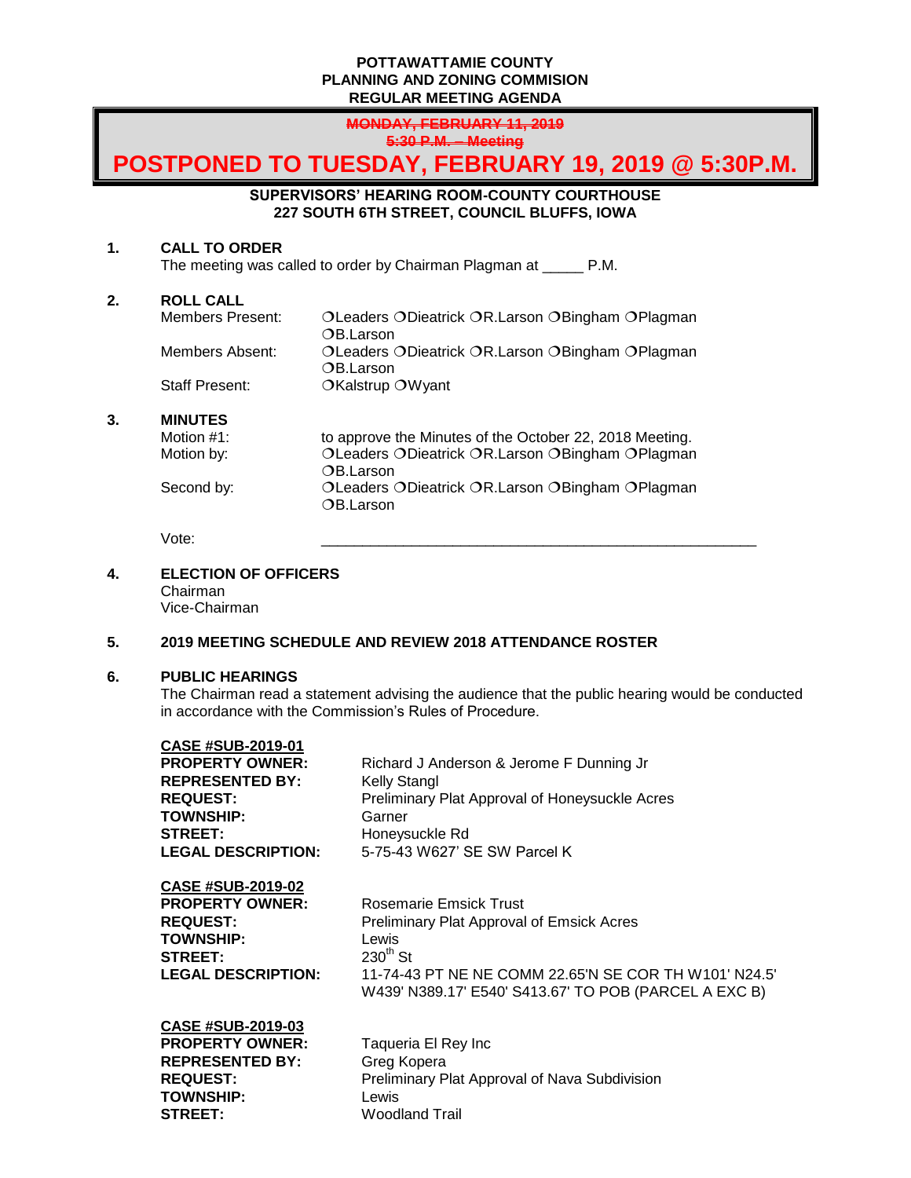**POTTAWATTAMIE COUNTY**
**PLANNING AND ZONING COMMISION**
**REGULAR MEETING AGENDA**

~~**MONDAY, FEBRUARY 11, 2019**~~
~~**5:30 P.M. – Meeting**~~

# POSTPONED TO TUESDAY, FEBRUARY 19, 2019 @ 5:30P.M.

**SUPERVISORS' HEARING ROOM-COUNTY COURTHOUSE**
**227 SOUTH 6TH STREET, COUNCIL BLUFFS, IOWA**

**1. CALL TO ORDER**
The meeting was called to order by Chairman Plagman at _____ P.M.

**2. ROLL CALL**

| | |
|---|---|
| Members Present: | ❍Leaders ❍Dieatrick ❍R.Larson ❍Bingham ❍Plagman ❍B.Larson |
| Members Absent: | ❍Leaders ❍Dieatrick ❍R.Larson ❍Bingham ❍Plagman ❍B.Larson |
| Staff Present: | ❍Kalstrup ❍Wyant |

**3. MINUTES**

| | |
|---|---|
| Motion #1: | to approve the Minutes of the October 22, 2018 Meeting. |
| Motion by: | ❍Leaders ❍Dieatrick ❍R.Larson ❍Bingham ❍Plagman ❍B.Larson |
| Second by: | ❍Leaders ❍Dieatrick ❍R.Larson ❍Bingham ❍Plagman ❍B.Larson |
| Vote: | _______________________________________________________ |

**4. ELECTION OF OFFICERS**
Chairman
Vice-Chairman

**5. 2019 MEETING SCHEDULE AND REVIEW 2018 ATTENDANCE ROSTER**

**6. PUBLIC HEARINGS**
The Chairman read a statement advising the audience that the public hearing would be conducted in accordance with the Commission's Rules of Procedure.

**CASE #SUB-2019-01**

| | |
|---|---|
| **PROPERTY OWNER:** | Richard J Anderson & Jerome F Dunning Jr |
| **REPRESENTED BY:** | Kelly Stangl |
| **REQUEST:** | Preliminary Plat Approval of Honeysuckle Acres |
| **TOWNSHIP:** | Garner |
| **STREET:** | Honeysuckle Rd |
| **LEGAL DESCRIPTION:** | 5-75-43 W627' SE SW Parcel K |

**CASE #SUB-2019-02**

| | |
|---|---|
| **PROPERTY OWNER:** | Rosemarie Emsick Trust |
| **REQUEST:** | Preliminary Plat Approval of Emsick Acres |
| **TOWNSHIP:** | Lewis |
| **STREET:** | 230th St |
| **LEGAL DESCRIPTION:** | 11-74-43 PT NE NE COMM 22.65'N SE COR TH W101' N24.5' W439' N389.17' E540' S413.67' TO POB (PARCEL A EXC B) |

**CASE #SUB-2019-03**

| | |
|---|---|
| **PROPERTY OWNER:** | Taqueria El Rey Inc |
| **REPRESENTED BY:** | Greg Kopera |
| **REQUEST:** | Preliminary Plat Approval of Nava Subdivision |
| **TOWNSHIP:** | Lewis |
| **STREET:** | Woodland Trail |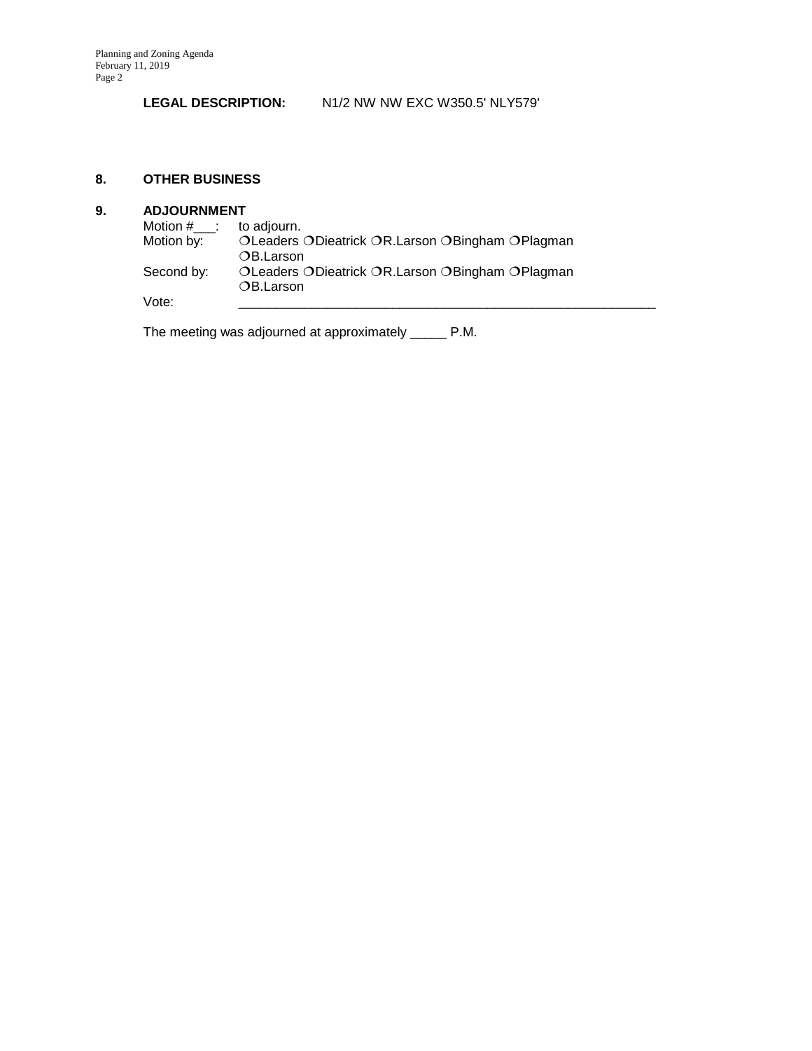**LEGAL DESCRIPTION:** N1/2 NW NW EXC W350.5' NLY579'

## 8. OTHER BUSINESS

## 9. ADJOURNMENT

Motion #___: to adjourn.

Motion by: ❍Leaders ❍Dieatrick ❍R.Larson ❍Bingham ❍Plagman ❍B.Larson

Second by: ❍Leaders ❍Dieatrick ❍R.Larson ❍Bingham ❍Plagman ❍B.Larson

Vote: ___________________________________________________________

The meeting was adjourned at approximately _____ P.M.